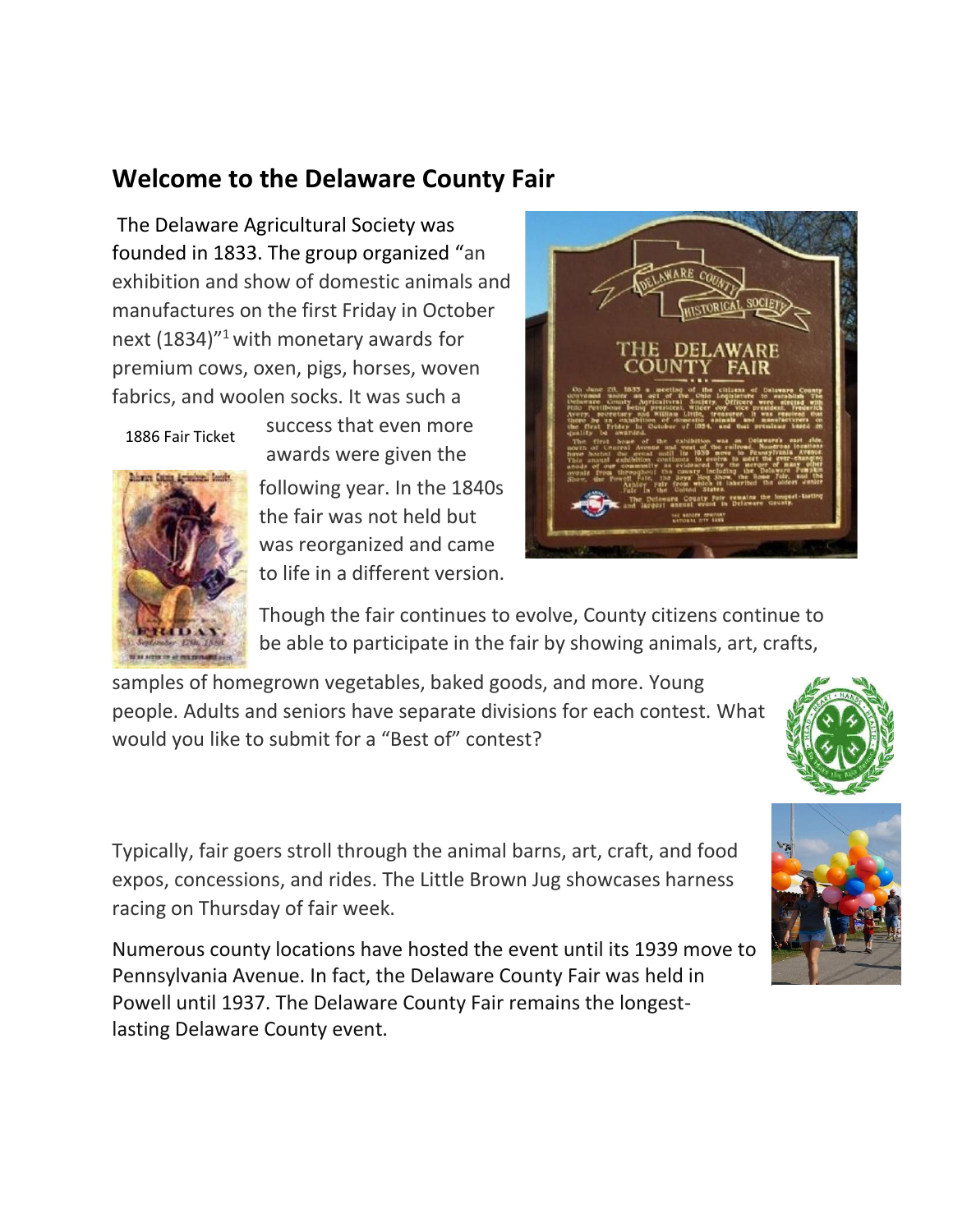## Welcome to the Delaware County Fair

The Delaware Agricultural Society was founded in 1833. The group organized "an exhibition and show of domestic animals and manufactures on the first Friday in October next (1834)"[1] with monetary awards for premium cows, oxen, pigs, horses, woven fabrics, and woolen socks. It was such a success that even more awards were given the following year. In the 1840s the fair was not held but was reorganized and came to life in a different version.

1886 Fair Ticket

Though the fair continues to evolve, County citizens continue to be able to participate in the fair by showing animals, art, crafts, samples of homegrown vegetables, baked goods, and more. Young people. Adults and seniors have separate divisions for each contest. What would you like to submit for a "Best of" contest?

Typically, fair goers stroll through the animal barns, art, craft, and food expos, concessions, and rides. The Little Brown Jug showcases harness racing on Thursday of fair week.

Numerous county locations have hosted the event until its 1939 move to Pennsylvania Avenue. In fact, the Delaware County Fair was held in Powell until 1937. The Delaware County Fair remains the longest-lasting Delaware County event.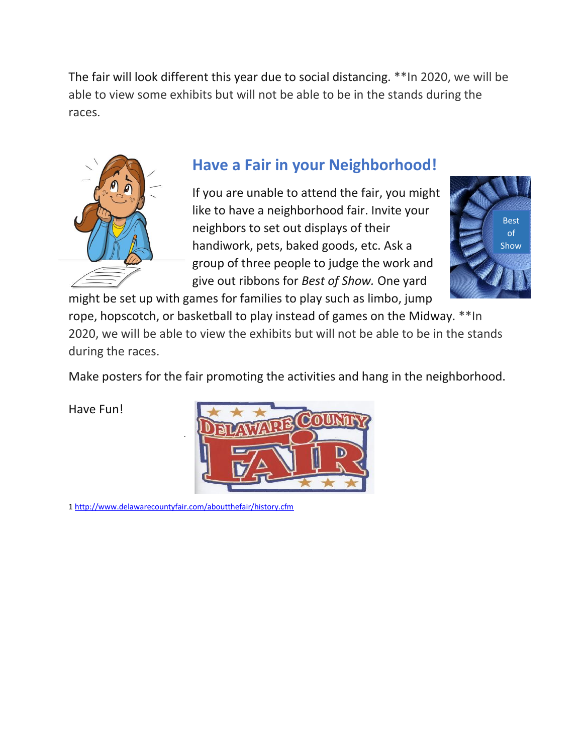The fair will look different this year due to social distancing. **In 2020, we will be able to view some exhibits but will not be able to be in the stands during the races.

## Have a Fair in your Neighborhood!

If you are unable to attend the fair, you might like to have a neighborhood fair. Invite your neighbors to set out displays of their handiwork, pets, baked goods, etc. Ask a group of three people to judge the work and give out ribbons for *Best of Show.* One yard might be set up with games for families to play such as limbo, jump rope, hopscotch, or basketball to play instead of games on the Midway. **In 2020, we will be able to view the exhibits but will not be able to be in the stands during the races.

Make posters for the fair promoting the activities and hang in the neighborhood.

Have Fun!

1 http://www.delawarecountyfair.com/aboutthefair/history.cfm